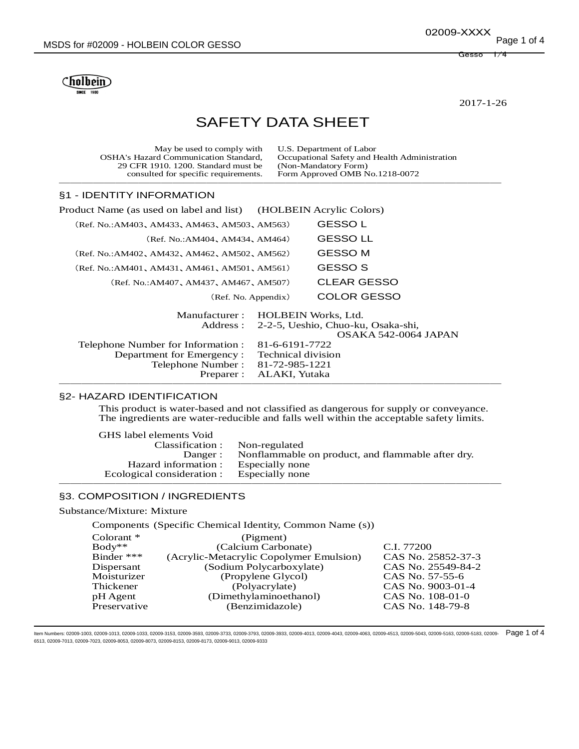holbein
SINCE 1900

2017-1-26

# SAFETY DATA SHEET

| May be used to comply with OSHA's Hazard Communication Standard, 29 CFR 1910. 1200. Standard must be consulted for specific requirements. | U.S. Department of Labor Occupational Safety and Health Administration (Non-Mandatory Form) Form Approved OMB No.1218-0072 |
| --- | --- |

## §1 - IDENTITY INFORMATION

Product Name (as used on label and list) (HOLBEIN Acrylic Colors)

| | |
| --- | --- |
| (Ref. No.:AM403、AM433、AM463、AM503、AM563) | GESSO L |
| (Ref. No.:AM404、AM434、AM464) | GESSO LL |
| (Ref. No.:AM402、AM432、AM462、AM502、AM562) | GESSO M |
| (Ref. No.:AM401、AM431、AM461、AM501、AM561) | GESSO S |
| (Ref. No.:AM407、AM437、AM467、AM507) | CLEAR GESSO |
| (Ref. No. Appendix) | COLOR GESSO |

| | |
| --- | --- |
| Manufacturer : | HOLBEIN Works, Ltd. |
| Address : | 2-2-5, Ueshio, Chuo-ku, Osaka-shi, OSAKA 542-0064 JAPAN |
| Telephone Number for Information : | 81-6-6191-7722 |
| Department for Emergency : | Technical division |
| Telephone Number : | 81-72-985-1221 |
| Preparer : | ALAKI, Yutaka |

## §2- HAZARD IDENTIFICATION

This product is water-based and not classified as dangerous for supply or conveyance. The ingredients are water-reducible and falls well within the acceptable safety limits.

GHS label elements Void

| | |
| --- | --- |
| Classification : | Non-regulated |
| Danger : | Nonflammable on product, and flammable after dry. |
| Hazard information : | Especially none |
| Ecological consideration : | Especially none |

## §3. COMPOSITION / INGREDIENTS

Substance/Mixture: Mixture

Components (Specific Chemical Identity, Common Name (s))

| | | |
| --- | --- | --- |
| Colorant * | (Pigment) | |
| Body** | (Calcium Carbonate) | C.I. 77200 |
| Binder *** | (Acrylic-Metacrylic Copolymer Emulsion) | CAS No. 25852-37-3 |
| Dispersant | (Sodium Polycarboxylate) | CAS No. 25549-84-2 |
| Moisturizer | (Propylene Glycol) | CAS No. 57-55-6 |
| Thickener | (Polyacrylate) | CAS No. 9003-01-4 |
| pH Agent | (Dimethylaminoethanol) | CAS No. 108-01-0 |
| Preservative | (Benzimidazole) | CAS No. 148-79-8 |

Item Numbers: 02009-1003, 02009-1013, 02009-1033, 02009-3153, 02009-3593, 02009-3733, 02009-3793, 02009-3933, 02009-4013, 02009-4043, 02009-4063, 02009-4513, 02009-5043, 02009-5163, 02009-5183, 02009-6513, 02009-7013, 02009-7023, 02009-8053, 02009-8073, 02009-8153, 02009-8173, 02009-9013, 02009-9333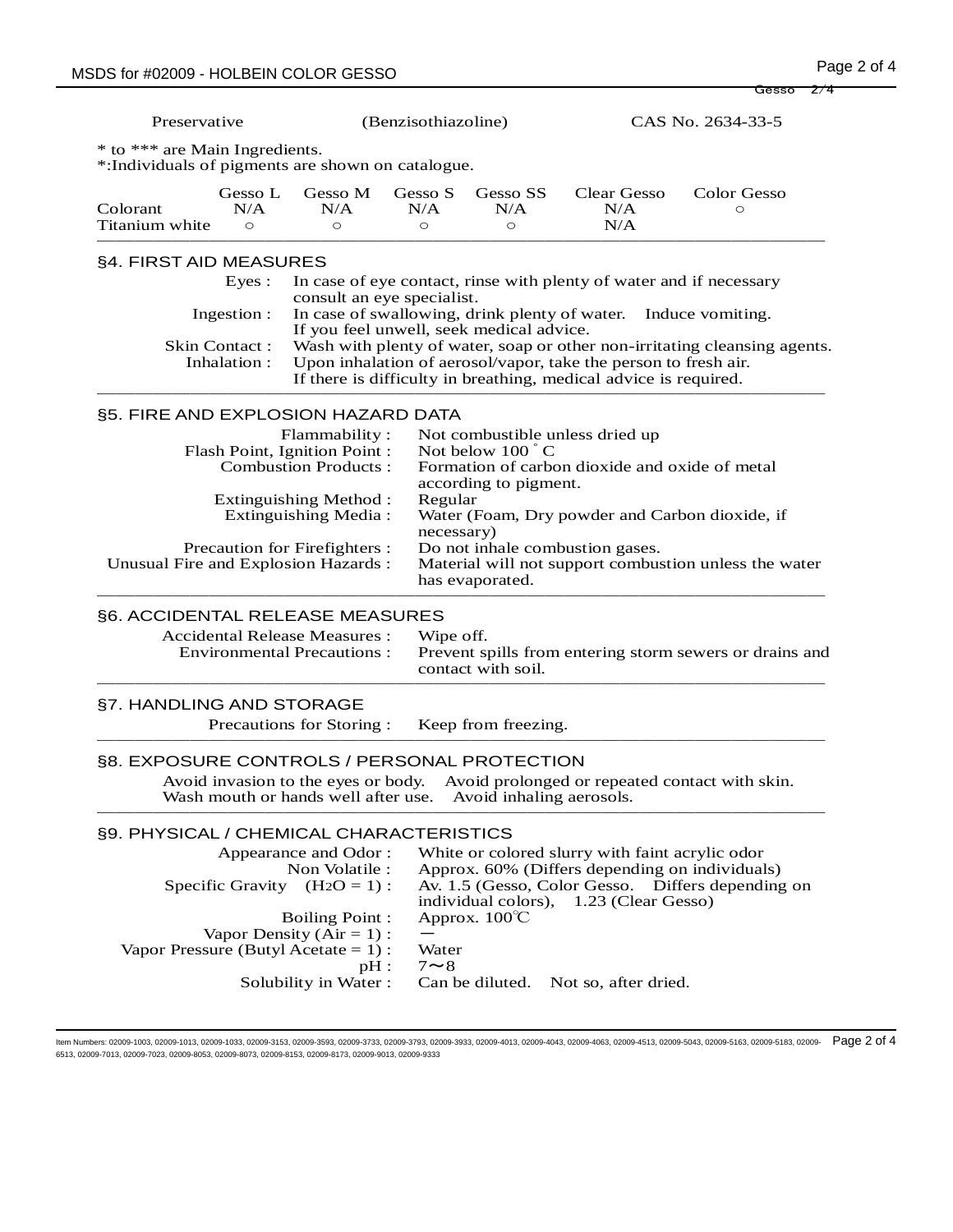| Preservative | (Benzisothiazoline) | CAS No. 2634-33-5 |
|---|---|---|

\* to \*\*\* are Main Ingredients.
\*:Individuals of pigments are shown on catalogue.

| | Gesso L | Gesso M | Gesso S | Gesso SS | Clear Gesso | Color Gesso |
|---|---|---|---|---|---|---|
| Colorant | N/A | N/A | N/A | N/A | N/A | ○ |
| Titanium white | ○ | ○ | ○ | ○ | N/A | |

## §4. FIRST AID MEASURES

| | |
|---|---|
| Eyes : | In case of eye contact, rinse with plenty of water and if necessary consult an eye specialist. |
| Ingestion : | In case of swallowing, drink plenty of water. Induce vomiting. If you feel unwell, seek medical advice. |
| Skin Contact : | Wash with plenty of water, soap or other non-irritating cleansing agents. |
| Inhalation : | Upon inhalation of aerosol/vapor, take the person to fresh air. If there is difficulty in breathing, medical advice is required. |

## §5. FIRE AND EXPLOSION HAZARD DATA

| | |
|---|---|
| Flammability : | Not combustible unless dried up |
| Flash Point, Ignition Point : | Not below 100 ˚C |
| Combustion Products : | Formation of carbon dioxide and oxide of metal according to pigment. |
| Extinguishing Method : | Regular |
| Extinguishing Media : | Water (Foam, Dry powder and Carbon dioxide, if necessary) |
| Precaution for Firefighters : | Do not inhale combustion gases. |
| Unusual Fire and Explosion Hazards : | Material will not support combustion unless the water has evaporated. |

## §6. ACCIDENTAL RELEASE MEASURES

| | |
|---|---|
| Accidental Release Measures : | Wipe off. |
| Environmental Precautions : | Prevent spills from entering storm sewers or drains and contact with soil. |

## §7. HANDLING AND STORAGE

| | |
|---|---|
| Precautions for Storing : | Keep from freezing. |

## §8. EXPOSURE CONTROLS / PERSONAL PROTECTION

Avoid invasion to the eyes or body. Avoid prolonged or repeated contact with skin. Wash mouth or hands well after use. Avoid inhaling aerosols.

## §9. PHYSICAL / CHEMICAL CHARACTERISTICS

| | |
|---|---|
| Appearance and Odor : | White or colored slurry with faint acrylic odor |
| Non Volatile : | Approx. 60% (Differs depending on individuals) |
| Specific Gravity ($H_2O$ = 1) : | Av. 1.5 (Gesso, Color Gesso. Differs depending on individual colors), 1.23 (Clear Gesso) |
| Boiling Point : | Approx. 100℃ |
| Vapor Density (Air = 1) : | ー |
| Vapor Pressure (Butyl Acetate = 1) : | Water |
| pH : | 7〜8 |
| Solubility in Water : | Can be diluted. Not so, after dried. |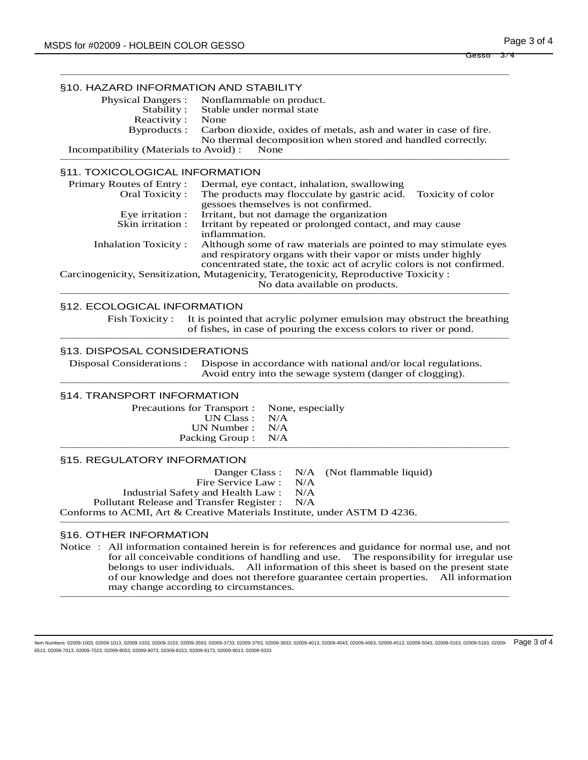## §10. HAZARD INFORMATION AND STABILITY

Physical Dangers : Nonflammable on product.
Stability : Stable under normal state
Reactivity : None
Byproducts : Carbon dioxide, oxides of metals, ash and water in case of fire. No thermal decomposition when stored and handled correctly.
Incompatibility (Materials to Avoid) : None

## §11. TOXICOLOGICAL INFORMATION

Primary Routes of Entry : Dermal, eye contact, inhalation, swallowing
Oral Toxicity : The products may flocculate by gastric acid. Toxicity of color gessoes themselves is not confirmed.
Eye irritation : Irritant, but not damage the organization
Skin irritation : Irritant by repeated or prolonged contact, and may cause inflammation.
Inhalation Toxicity : Although some of raw materials are pointed to may stimulate eyes and respiratory organs with their vapor or mists under highly concentrated state, the toxic act of acrylic colors is not confirmed.
Carcinogenicity, Sensitization, Mutagenicity, Teratogenicity, Reproductive Toxicity : No data available on products.

## §12. ECOLOGICAL INFORMATION

Fish Toxicity : It is pointed that acrylic polymer emulsion may obstruct the breathing of fishes, in case of pouring the excess colors to river or pond.

## §13. DISPOSAL CONSIDERATIONS

Disposal Considerations : Dispose in accordance with national and/or local regulations. Avoid entry into the sewage system (danger of clogging).

## §14. TRANSPORT INFORMATION

Precautions for Transport : None, especially
UN Class : N/A
UN Number : N/A
Packing Group : N/A

## §15. REGULATORY INFORMATION

Danger Class : N/A (Not flammable liquid)
Fire Service Law : N/A
Industrial Safety and Health Law : N/A
Pollutant Release and Transfer Register : N/A
Conforms to ACMI, Art & Creative Materials Institute, under ASTM D 4236.

## §16. OTHER INFORMATION

Notice : All information contained herein is for references and guidance for normal use, and not for all conceivable conditions of handling and use. The responsibility for irregular use belongs to user individuals. All information of this sheet is based on the present state of our knowledge and does not therefore guarantee certain properties. All information may change according to circumstances.

Item Numbers: 02009-1003, 02009-1013, 02009-1033, 02009-3153, 02009-3593, 02009-3733, 02009-3793, 02009-3933, 02009-4013, 02009-4043, 02009-4063, 02009-4513, 02009-5043, 02009-5163, 02009-5183, 02009-6513, 02009-7013, 02009-7023, 02009-8053, 02009-8073, 02009-8153, 02009-8173, 02009-9013, 02009-9333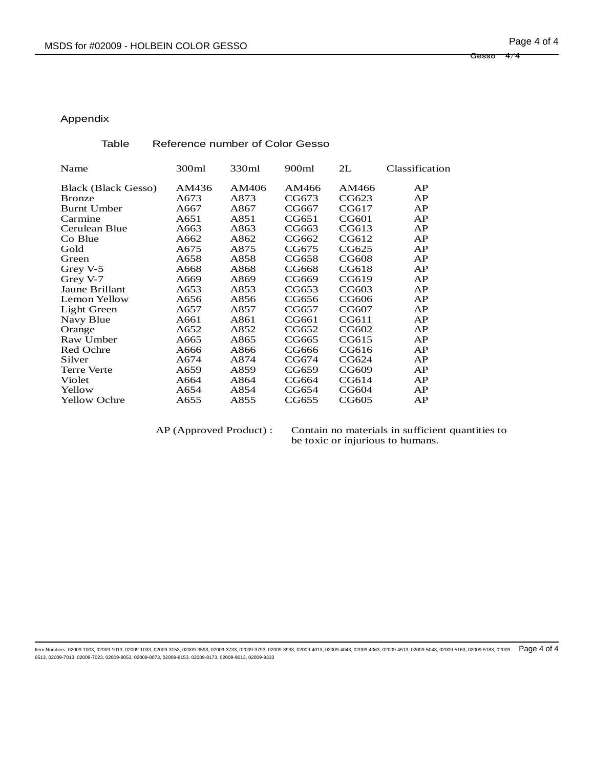## Appendix

Table Reference number of Color Gesso

| Name | 300ml | 330ml | 900ml | 2L | Classification |
|---|---|---|---|---|---|
| Black (Black Gesso) | AM436 | AM406 | AM466 | AM466 | AP |
| Bronze | A673 | A873 | CG673 | CG623 | AP |
| Burnt Umber | A667 | A867 | CG667 | CG617 | AP |
| Carmine | A651 | A851 | CG651 | CG601 | AP |
| Cerulean Blue | A663 | A863 | CG663 | CG613 | AP |
| Co Blue | A662 | A862 | CG662 | CG612 | AP |
| Gold | A675 | A875 | CG675 | CG625 | AP |
| Green | A658 | A858 | CG658 | CG608 | AP |
| Grey V-5 | A668 | A868 | CG668 | CG618 | AP |
| Grey V-7 | A669 | A869 | CG669 | CG619 | AP |
| Jaune Brillant | A653 | A853 | CG653 | CG603 | AP |
| Lemon Yellow | A656 | A856 | CG656 | CG606 | AP |
| Light Green | A657 | A857 | CG657 | CG607 | AP |
| Navy Blue | A661 | A861 | CG661 | CG611 | AP |
| Orange | A652 | A852 | CG652 | CG602 | AP |
| Raw Umber | A665 | A865 | CG665 | CG615 | AP |
| Red Ochre | A666 | A866 | CG666 | CG616 | AP |
| Silver | A674 | A874 | CG674 | CG624 | AP |
| Terre Verte | A659 | A859 | CG659 | CG609 | AP |
| Violet | A664 | A864 | CG664 | CG614 | AP |
| Yellow | A654 | A854 | CG654 | CG604 | AP |
| Yellow Ochre | A655 | A855 | CG655 | CG605 | AP |

AP (Approved Product) : Contain no materials in sufficient quantities to be toxic or injurious to humans.

Item Numbers: 02009-1003, 02009-1013, 02009-1033, 02009-3153, 02009-3593, 02009-3733, 02009-3793, 02009-3933, 02009-4013, 02009-4043, 02009-4063, 02009-4513, 02009-5043, 02009-5163, 02009-5183, 02009-6513, 02009-7013, 02009-7023, 02009-8053, 02009-8073, 02009-8153, 02009-8173, 02009-9013, 02009-9333